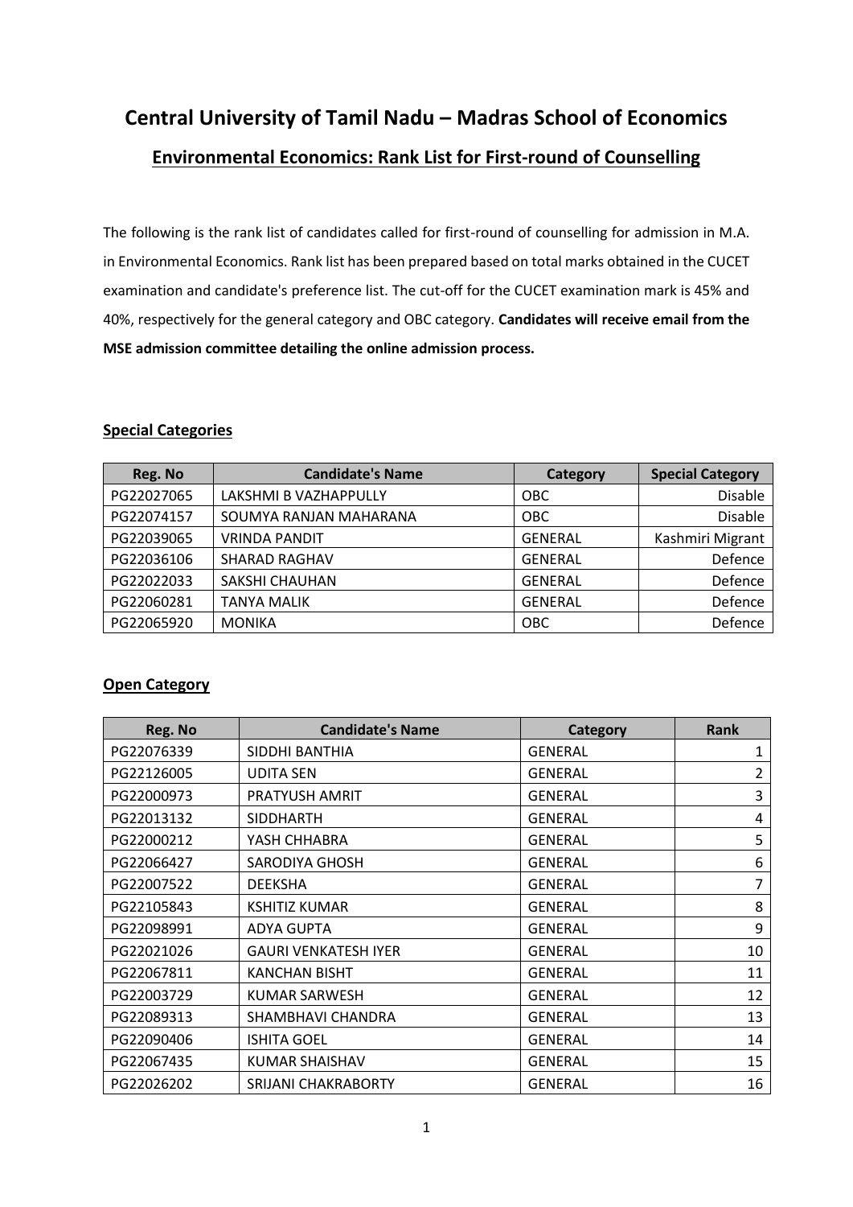# Central University of Tamil Nadu – Madras School of Economics

## Environmental Economics: Rank List for First-round of Counselling

The following is the rank list of candidates called for first-round of counselling for admission in M.A. in Environmental Economics. Rank list has been prepared based on total marks obtained in the CUCET examination and candidate's preference list. The cut-off for the CUCET examination mark is 45% and 40%, respectively for the general category and OBC category. **Candidates will receive email from the MSE admission committee detailing the online admission process.**

### Special Categories

| Reg. No | Candidate's Name | Category | Special Category |
|---|---|---|---|
| PG22027065 | LAKSHMI B VAZHAPPULLY | OBC | Disable |
| PG22074157 | SOUMYA RANJAN MAHARANA | OBC | Disable |
| PG22039065 | VRINDA PANDIT | GENERAL | Kashmiri Migrant |
| PG22036106 | SHARAD RAGHAV | GENERAL | Defence |
| PG22022033 | SAKSHI CHAUHAN | GENERAL | Defence |
| PG22060281 | TANYA MALIK | GENERAL | Defence |
| PG22065920 | MONIKA | OBC | Defence |

### Open Category

| Reg. No | Candidate's Name | Category | Rank |
|---|---|---|---|
| PG22076339 | SIDDHI BANTHIA | GENERAL | 1 |
| PG22126005 | UDITA SEN | GENERAL | 2 |
| PG22000973 | PRATYUSH AMRIT | GENERAL | 3 |
| PG22013132 | SIDDHARTH | GENERAL | 4 |
| PG22000212 | YASH CHHABRA | GENERAL | 5 |
| PG22066427 | SARODIYA GHOSH | GENERAL | 6 |
| PG22007522 | DEEKSHA | GENERAL | 7 |
| PG22105843 | KSHITIZ KUMAR | GENERAL | 8 |
| PG22098991 | ADYA GUPTA | GENERAL | 9 |
| PG22021026 | GAURI VENKATESH IYER | GENERAL | 10 |
| PG22067811 | KANCHAN BISHT | GENERAL | 11 |
| PG22003729 | KUMAR SARWESH | GENERAL | 12 |
| PG22089313 | SHAMBHAVI CHANDRA | GENERAL | 13 |
| PG22090406 | ISHITA GOEL | GENERAL | 14 |
| PG22067435 | KUMAR SHAISHAV | GENERAL | 15 |
| PG22026202 | SRIJANI CHAKRABORTY | GENERAL | 16 |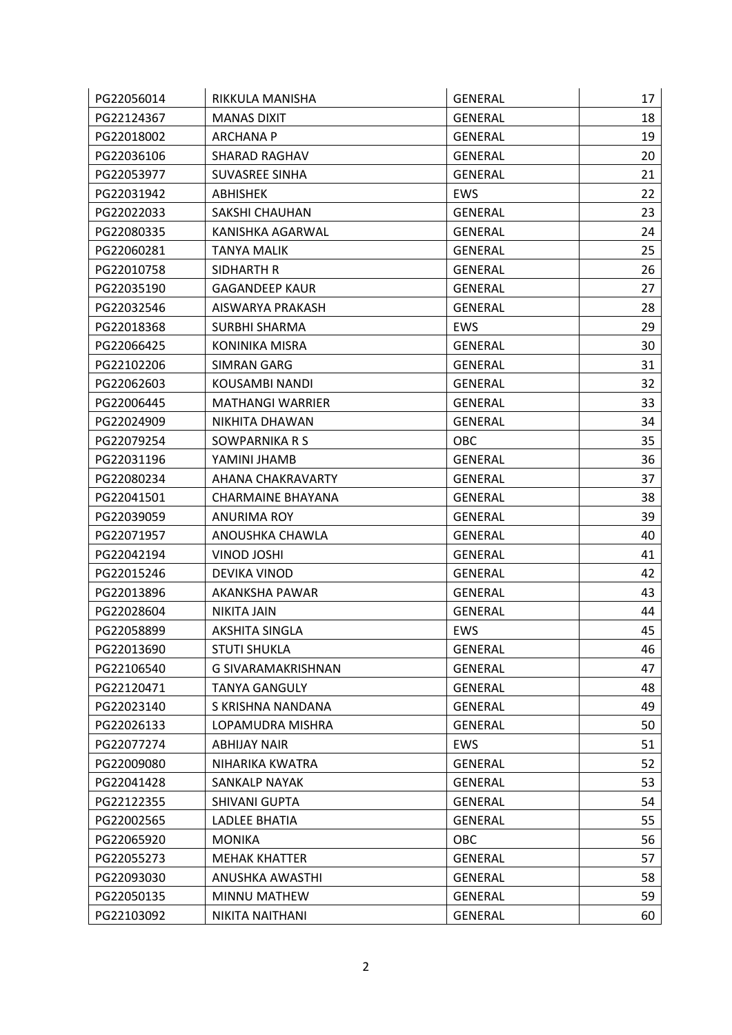| | | | |
|---|---|---|---|
| PG22056014 | RIKKULA MANISHA | GENERAL | 17 |
| PG22124367 | MANAS DIXIT | GENERAL | 18 |
| PG22018002 | ARCHANA P | GENERAL | 19 |
| PG22036106 | SHARAD RAGHAV | GENERAL | 20 |
| PG22053977 | SUVASREE SINHA | GENERAL | 21 |
| PG22031942 | ABHISHEK | EWS | 22 |
| PG22022033 | SAKSHI CHAUHAN | GENERAL | 23 |
| PG22080335 | KANISHKA AGARWAL | GENERAL | 24 |
| PG22060281 | TANYA MALIK | GENERAL | 25 |
| PG22010758 | SIDHARTH R | GENERAL | 26 |
| PG22035190 | GAGANDEEP KAUR | GENERAL | 27 |
| PG22032546 | AISWARYA PRAKASH | GENERAL | 28 |
| PG22018368 | SURBHI SHARMA | EWS | 29 |
| PG22066425 | KONINIKA MISRA | GENERAL | 30 |
| PG22102206 | SIMRAN GARG | GENERAL | 31 |
| PG22062603 | KOUSAMBI NANDI | GENERAL | 32 |
| PG22006445 | MATHANGI WARRIER | GENERAL | 33 |
| PG22024909 | NIKHITA DHAWAN | GENERAL | 34 |
| PG22079254 | SOWPARNIKA R S | OBC | 35 |
| PG22031196 | YAMINI JHAMB | GENERAL | 36 |
| PG22080234 | AHANA CHAKRAVARTY | GENERAL | 37 |
| PG22041501 | CHARMAINE BHAYANA | GENERAL | 38 |
| PG22039059 | ANURIMA ROY | GENERAL | 39 |
| PG22071957 | ANOUSHKA CHAWLA | GENERAL | 40 |
| PG22042194 | VINOD JOSHI | GENERAL | 41 |
| PG22015246 | DEVIKA VINOD | GENERAL | 42 |
| PG22013896 | AKANKSHA PAWAR | GENERAL | 43 |
| PG22028604 | NIKITA JAIN | GENERAL | 44 |
| PG22058899 | AKSHITA SINGLA | EWS | 45 |
| PG22013690 | STUTI SHUKLA | GENERAL | 46 |
| PG22106540 | G SIVARAMAKRISHNAN | GENERAL | 47 |
| PG22120471 | TANYA GANGULY | GENERAL | 48 |
| PG22023140 | S KRISHNA NANDANA | GENERAL | 49 |
| PG22026133 | LOPAMUDRA MISHRA | GENERAL | 50 |
| PG22077274 | ABHIJAY NAIR | EWS | 51 |
| PG22009080 | NIHARIKA KWATRA | GENERAL | 52 |
| PG22041428 | SANKALP NAYAK | GENERAL | 53 |
| PG22122355 | SHIVANI GUPTA | GENERAL | 54 |
| PG22002565 | LADLEE BHATIA | GENERAL | 55 |
| PG22065920 | MONIKA | OBC | 56 |
| PG22055273 | MEHAK KHATTER | GENERAL | 57 |
| PG22093030 | ANUSHKA AWASTHI | GENERAL | 58 |
| PG22050135 | MINNU MATHEW | GENERAL | 59 |
| PG22103092 | NIKITA NAITHANI | GENERAL | 60 |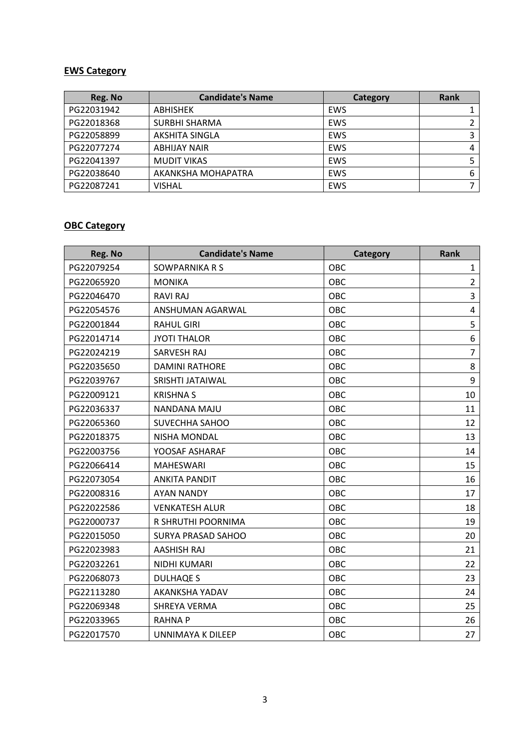**EWS Category**

| Reg. No | Candidate's Name | Category | Rank |
|---|---|---|---|
| PG22031942 | ABHISHEK | EWS | 1 |
| PG22018368 | SURBHI SHARMA | EWS | 2 |
| PG22058899 | AKSHITA SINGLA | EWS | 3 |
| PG22077274 | ABHIJAY NAIR | EWS | 4 |
| PG22041397 | MUDIT VIKAS | EWS | 5 |
| PG22038640 | AKANKSHA MOHAPATRA | EWS | 6 |
| PG22087241 | VISHAL | EWS | 7 |

**OBC Category**

| Reg. No | Candidate's Name | Category | Rank |
|---|---|---|---|
| PG22079254 | SOWPARNIKA R S | OBC | 1 |
| PG22065920 | MONIKA | OBC | 2 |
| PG22046470 | RAVI RAJ | OBC | 3 |
| PG22054576 | ANSHUMAN AGARWAL | OBC | 4 |
| PG22001844 | RAHUL GIRI | OBC | 5 |
| PG22014714 | JYOTI THALOR | OBC | 6 |
| PG22024219 | SARVESH RAJ | OBC | 7 |
| PG22035650 | DAMINI RATHORE | OBC | 8 |
| PG22039767 | SRISHTI JATAIWAL | OBC | 9 |
| PG22009121 | KRISHNA S | OBC | 10 |
| PG22036337 | NANDANA MAJU | OBC | 11 |
| PG22065360 | SUVECHHA SAHOO | OBC | 12 |
| PG22018375 | NISHA MONDAL | OBC | 13 |
| PG22003756 | YOOSAF ASHARAF | OBC | 14 |
| PG22066414 | MAHESWARI | OBC | 15 |
| PG22073054 | ANKITA PANDIT | OBC | 16 |
| PG22008316 | AYAN NANDY | OBC | 17 |
| PG22022586 | VENKATESH ALUR | OBC | 18 |
| PG22000737 | R SHRUTHI POORNIMA | OBC | 19 |
| PG22015050 | SURYA PRASAD SAHOO | OBC | 20 |
| PG22023983 | AASHISH RAJ | OBC | 21 |
| PG22032261 | NIDHI KUMARI | OBC | 22 |
| PG22068073 | DULHAQE S | OBC | 23 |
| PG22113280 | AKANKSHA YADAV | OBC | 24 |
| PG22069348 | SHREYA VERMA | OBC | 25 |
| PG22033965 | RAHNA P | OBC | 26 |
| PG22017570 | UNNIMAYA K DILEEP | OBC | 27 |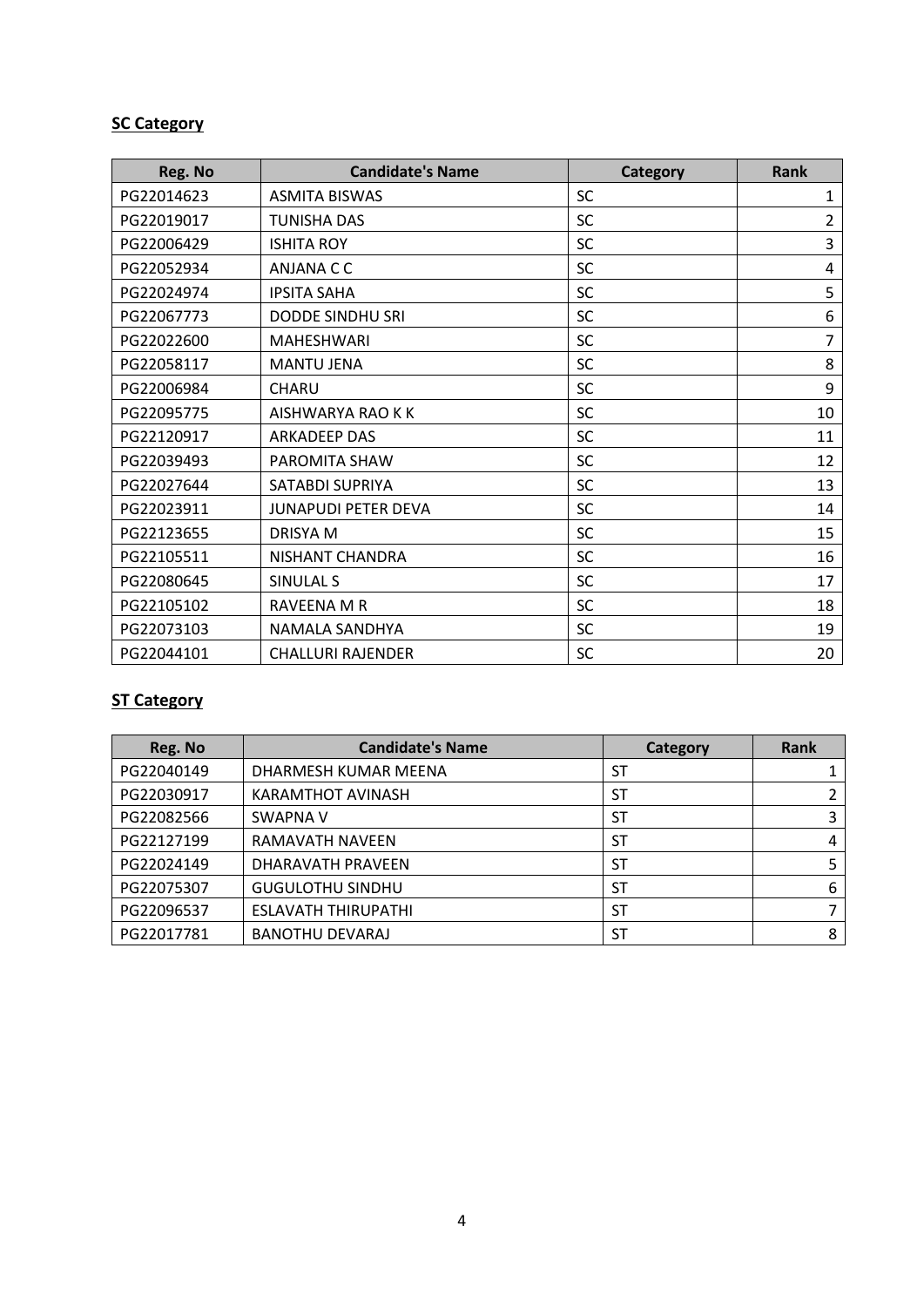**SC Category**

| Reg. No | Candidate's Name | Category | Rank |
|---|---|---|---|
| PG22014623 | ASMITA BISWAS | SC | 1 |
| PG22019017 | TUNISHA DAS | SC | 2 |
| PG22006429 | ISHITA ROY | SC | 3 |
| PG22052934 | ANJANA C C | SC | 4 |
| PG22024974 | IPSITA SAHA | SC | 5 |
| PG22067773 | DODDE SINDHU SRI | SC | 6 |
| PG22022600 | MAHESHWARI | SC | 7 |
| PG22058117 | MANTU JENA | SC | 8 |
| PG22006984 | CHARU | SC | 9 |
| PG22095775 | AISHWARYA RAO K K | SC | 10 |
| PG22120917 | ARKADEEP DAS | SC | 11 |
| PG22039493 | PAROMITA SHAW | SC | 12 |
| PG22027644 | SATABDI SUPRIYA | SC | 13 |
| PG22023911 | JUNAPUDI PETER DEVA | SC | 14 |
| PG22123655 | DRISYA M | SC | 15 |
| PG22105511 | NISHANT CHANDRA | SC | 16 |
| PG22080645 | SINULAL S | SC | 17 |
| PG22105102 | RAVEENA M R | SC | 18 |
| PG22073103 | NAMALA SANDHYA | SC | 19 |
| PG22044101 | CHALLURI RAJENDER | SC | 20 |

**ST Category**

| Reg. No | Candidate's Name | Category | Rank |
|---|---|---|---|
| PG22040149 | DHARMESH KUMAR MEENA | ST | 1 |
| PG22030917 | KARAMTHOT AVINASH | ST | 2 |
| PG22082566 | SWAPNA V | ST | 3 |
| PG22127199 | RAMAVATH NAVEEN | ST | 4 |
| PG22024149 | DHARAVATH PRAVEEN | ST | 5 |
| PG22075307 | GUGULOTHU SINDHU | ST | 6 |
| PG22096537 | ESLAVATH THIRUPATHI | ST | 7 |
| PG22017781 | BANOTHU DEVARAJ | ST | 8 |